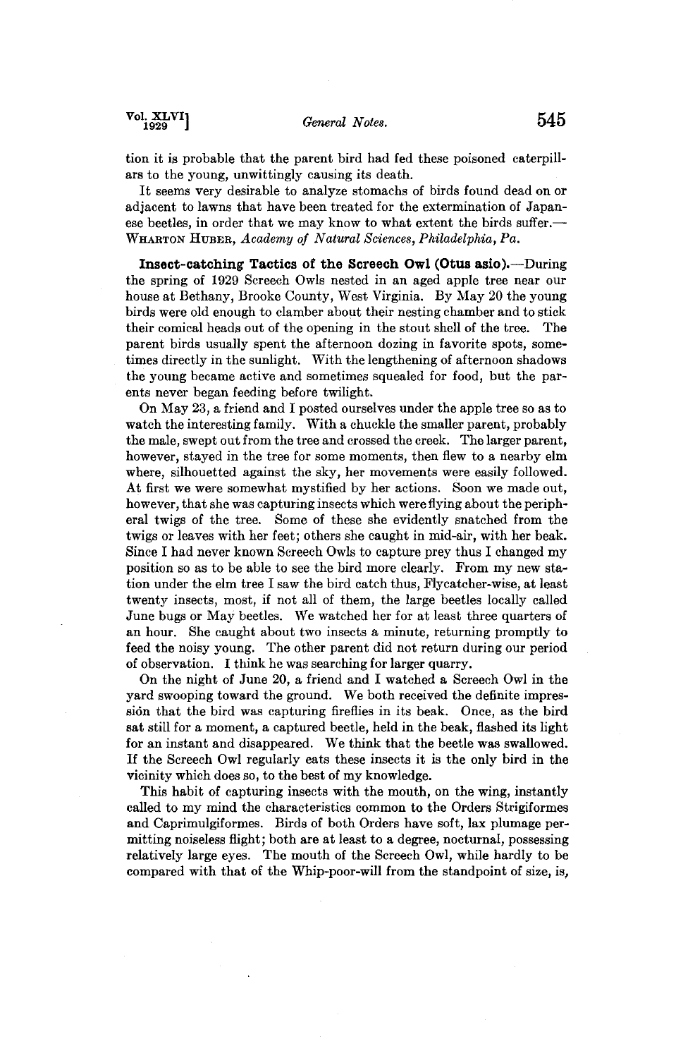tion it is probable that the parent bird had fed these poisoned caterpillars to the young, unwittingly causing its death.

It seems very desirable to analyze stomachs of birds found dead on or adjacent to lawns that have been treated for the extermination of Japanese beetles, in order that we may know to what extent the birds suffer.—Wharton Huber, *Academy of Natural Sciences, Philadelphia, Pa.*

**Insect-catching Tactics of the Screech Owl (Otus asio).**—During the spring of 1929 Screech Owls nested in an aged apple tree near our house at Bethany, Brooke County, West Virginia. By May 20 the young birds were old enough to clamber about their nesting chamber and to stick their comical heads out of the opening in the stout shell of the tree. The parent birds usually spent the afternoon dozing in favorite spots, sometimes directly in the sunlight. With the lengthening of afternoon shadows the young became active and sometimes squealed for food, but the parents never began feeding before twilight.

On May 23, a friend and I posted ourselves under the apple tree so as to watch the interesting family. With a chuckle the smaller parent, probably the male, swept out from the tree and crossed the creek. The larger parent, however, stayed in the tree for some moments, then flew to a nearby elm where, silhouetted against the sky, her movements were easily followed. At first we were somewhat mystified by her actions. Soon we made out, however, that she was capturing insects which were flying about the peripheral twigs of the tree. Some of these she evidently snatched from the twigs or leaves with her feet; others she caught in mid-air, with her beak. Since I had never known Screech Owls to capture prey thus I changed my position so as to be able to see the bird more clearly. From my new station under the elm tree I saw the bird catch thus, Flycatcher-wise, at least twenty insects, most, if not all of them, the large beetles locally called June bugs or May beetles. We watched her for at least three quarters of an hour. She caught about two insects a minute, returning promptly to feed the noisy young. The other parent did not return during our period of observation. I think he was searching for larger quarry.

On the night of June 20, a friend and I watched a Screech Owl in the yard swooping toward the ground. We both received the definite impression that the bird was capturing fireflies in its beak. Once, as the bird sat still for a moment, a captured beetle, held in the beak, flashed its light for an instant and disappeared. We think that the beetle was swallowed. If the Screech Owl regularly eats these insects it is the only bird in the vicinity which does so, to the best of my knowledge.

This habit of capturing insects with the mouth, on the wing, instantly called to my mind the characteristics common to the Orders Strigiformes and Caprimulgiformes. Birds of both Orders have soft, lax plumage permitting noiseless flight; both are at least to a degree, nocturnal, possessing relatively large eyes. The mouth of the Screech Owl, while hardly to be compared with that of the Whip-poor-will from the standpoint of size, is,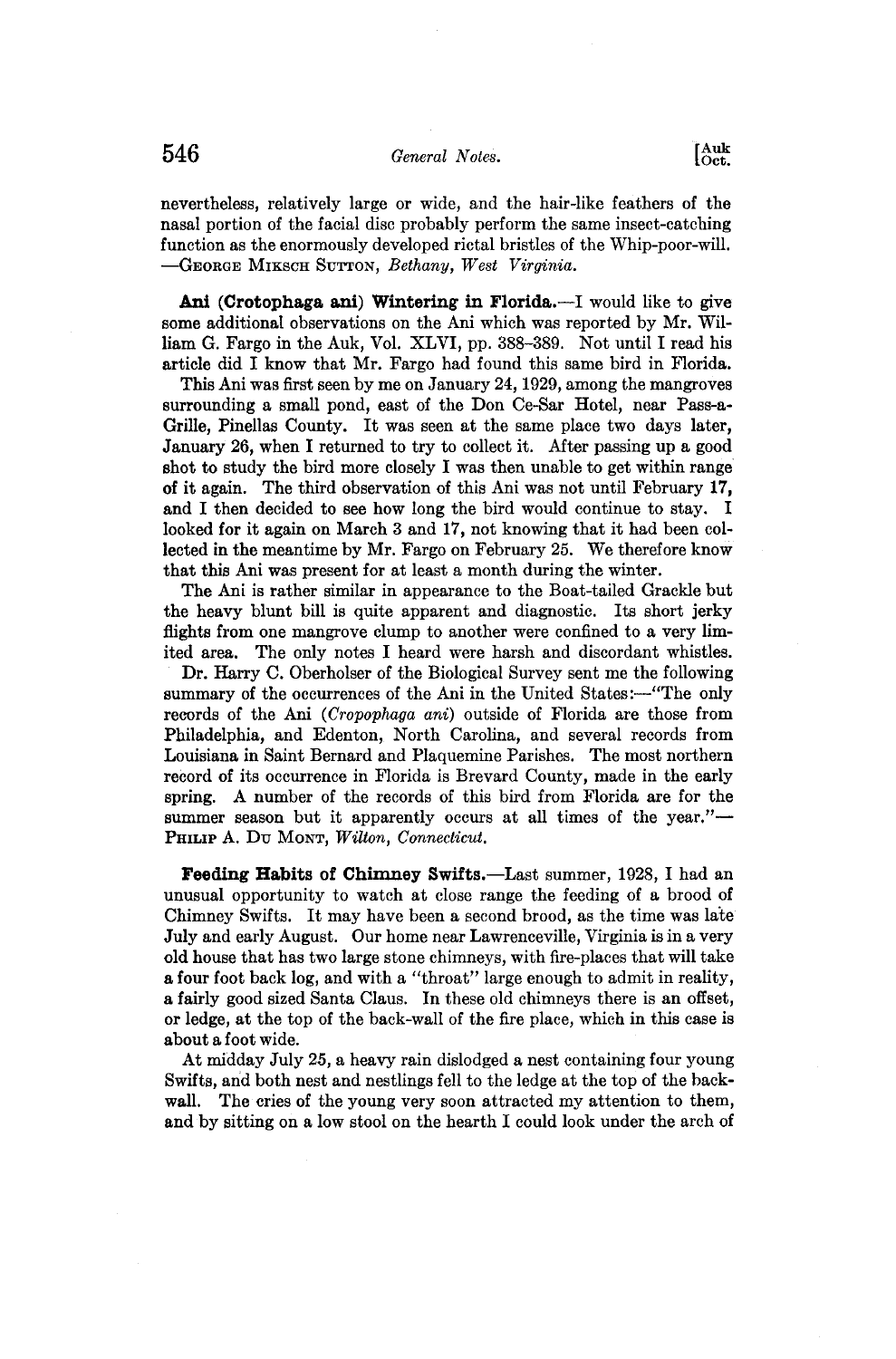nevertheless, relatively large or wide, and the hair-like feathers of the nasal portion of the facial disc probably perform the same insect-catching function as the enormously developed rictal bristles of the Whip-poor-will. —George Miksch Sutton, *Bethany, West Virginia.*

**Ani (Crotophaga ani) Wintering in Florida.**—I would like to give some additional observations on the Ani which was reported by Mr. William G. Fargo in the Auk, Vol. XLVI, pp. 388–389. Not until I read his article did I know that Mr. Fargo had found this same bird in Florida.

This Ani was first seen by me on January 24, 1929, among the mangroves surrounding a small pond, east of the Don Ce-Sar Hotel, near Pass-a-Grille, Pinellas County. It was seen at the same place two days later, January 26, when I returned to try to collect it. After passing up a good shot to study the bird more closely I was then unable to get within range of it again. The third observation of this Ani was not until February 17, and I then decided to see how long the bird would continue to stay. I looked for it again on March 3 and 17, not knowing that it had been collected in the meantime by Mr. Fargo on February 25. We therefore know that this Ani was present for at least a month during the winter.

The Ani is rather similar in appearance to the Boat-tailed Grackle but the heavy blunt bill is quite apparent and diagnostic. Its short jerky flights from one mangrove clump to another were confined to a very limited area. The only notes I heard were harsh and discordant whistles.

Dr. Harry C. Oberholser of the Biological Survey sent me the following summary of the occurrences of the Ani in the United States:—"The only records of the Ani (*Cropophaga ani*) outside of Florida are those from Philadelphia, and Edenton, North Carolina, and several records from Louisiana in Saint Bernard and Plaquemine Parishes. The most northern record of its occurrence in Florida is Brevard County, made in the early spring. A number of the records of this bird from Florida are for the summer season but it apparently occurs at all times of the year."—Philip A. Du Mont, *Wilton, Connecticut.*

**Feeding Habits of Chimney Swifts.**—Last summer, 1928, I had an unusual opportunity to watch at close range the feeding of a brood of Chimney Swifts. It may have been a second brood, as the time was late July and early August. Our home near Lawrenceville, Virginia is in a very old house that has two large stone chimneys, with fire-places that will take a four foot back log, and with a "throat" large enough to admit in reality, a fairly good sized Santa Claus. In these old chimneys there is an offset, or ledge, at the top of the back-wall of the fire place, which in this case is about a foot wide.

At midday July 25, a heavy rain dislodged a nest containing four young Swifts, and both nest and nestlings fell to the ledge at the top of the back-wall. The cries of the young very soon attracted my attention to them, and by sitting on a low stool on the hearth I could look under the arch of